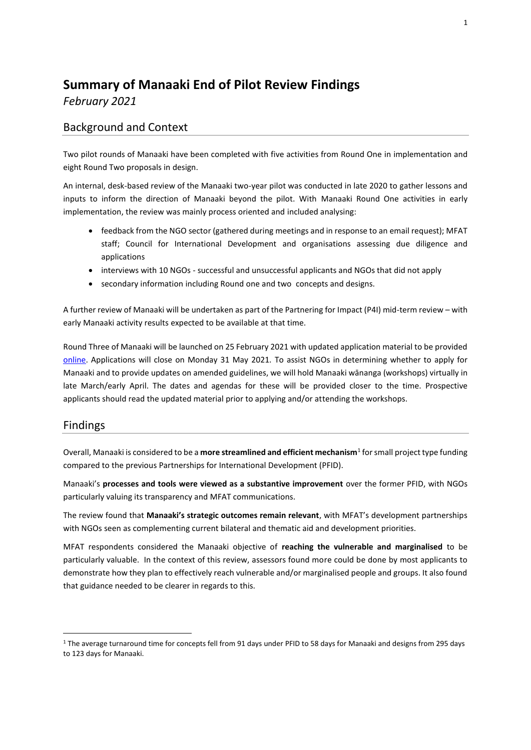# Summary of Manaaki End of Pilot Review Findings

*February 2021*

## Background and Context

Two pilot rounds of Manaaki have been completed with five activities from Round One in implementation and eight Round Two proposals in design.

An internal, desk-based review of the Manaaki two-year pilot was conducted in late 2020 to gather lessons and inputs to inform the direction of Manaaki beyond the pilot. With Manaaki Round One activities in early implementation, the review was mainly process oriented and included analysing:

- feedback from the NGO sector (gathered during meetings and in response to an email request); MFAT staff; Council for International Development and organisations assessing due diligence and applications
- interviews with 10 NGOs - successful and unsuccessful applicants and NGOs that did not apply
- secondary information including Round one and two concepts and designs.

A further review of Manaaki will be undertaken as part of the Partnering for Impact (P4I) mid-term review – with early Manaaki activity results expected to be available at that time.

Round Three of Manaaki will be launched on 25 February 2021 with updated application material to be provided online. Applications will close on Monday 31 May 2021. To assist NGOs in determining whether to apply for Manaaki and to provide updates on amended guidelines, we will hold Manaaki wānanga (workshops) virtually in late March/early April. The dates and agendas for these will be provided closer to the time. Prospective applicants should read the updated material prior to applying and/or attending the workshops.

## Findings

Overall, Manaaki is considered to be a **more streamlined and efficient mechanism**[1] for small project type funding compared to the previous Partnerships for International Development (PFID).

Manaaki's **processes and tools were viewed as a substantive improvement** over the former PFID, with NGOs particularly valuing its transparency and MFAT communications.

The review found that **Manaaki's strategic outcomes remain relevant**, with MFAT's development partnerships with NGOs seen as complementing current bilateral and thematic aid and development priorities.

MFAT respondents considered the Manaaki objective of **reaching the vulnerable and marginalised** to be particularly valuable. In the context of this review, assessors found more could be done by most applicants to demonstrate how they plan to effectively reach vulnerable and/or marginalised people and groups. It also found that guidance needed to be clearer in regards to this.

[1] The average turnaround time for concepts fell from 91 days under PFID to 58 days for Manaaki and designs from 295 days to 123 days for Manaaki.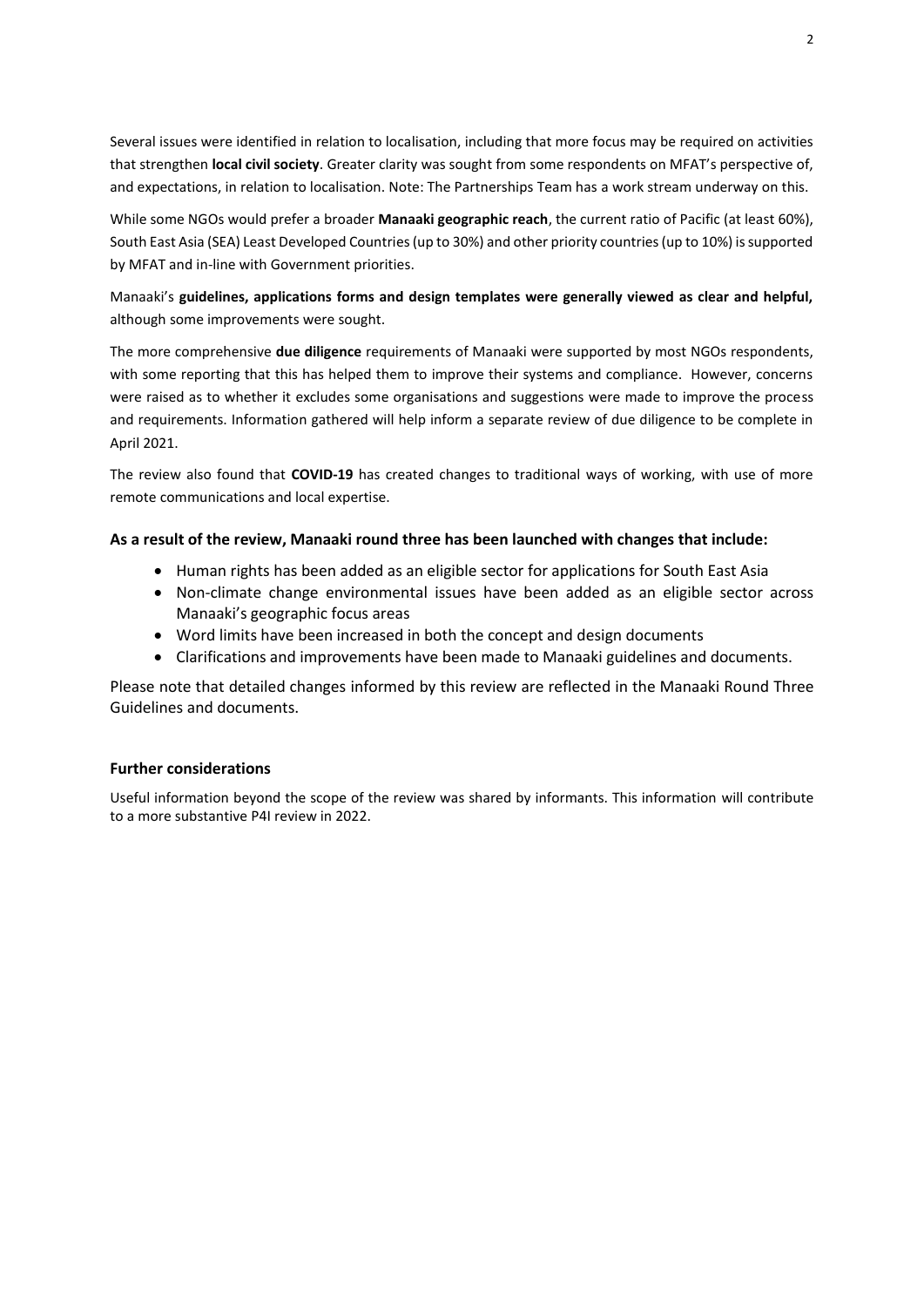Several issues were identified in relation to localisation, including that more focus may be required on activities that strengthen **local civil society**. Greater clarity was sought from some respondents on MFAT's perspective of, and expectations, in relation to localisation. Note: The Partnerships Team has a work stream underway on this.

While some NGOs would prefer a broader **Manaaki geographic reach**, the current ratio of Pacific (at least 60%), South East Asia (SEA) Least Developed Countries (up to 30%) and other priority countries (up to 10%) is supported by MFAT and in-line with Government priorities.

Manaaki's **guidelines, applications forms and design templates were generally viewed as clear and helpful,** although some improvements were sought.

The more comprehensive **due diligence** requirements of Manaaki were supported by most NGOs respondents, with some reporting that this has helped them to improve their systems and compliance. However, concerns were raised as to whether it excludes some organisations and suggestions were made to improve the process and requirements. Information gathered will help inform a separate review of due diligence to be complete in April 2021.

The review also found that **COVID-19** has created changes to traditional ways of working, with use of more remote communications and local expertise.

**As a result of the review, Manaaki round three has been launched with changes that include:**

- Human rights has been added as an eligible sector for applications for South East Asia
- Non-climate change environmental issues have been added as an eligible sector across Manaaki's geographic focus areas
- Word limits have been increased in both the concept and design documents
- Clarifications and improvements have been made to Manaaki guidelines and documents.

Please note that detailed changes informed by this review are reflected in the Manaaki Round Three Guidelines and documents.

**Further considerations**

Useful information beyond the scope of the review was shared by informants. This information will contribute to a more substantive P4I review in 2022.